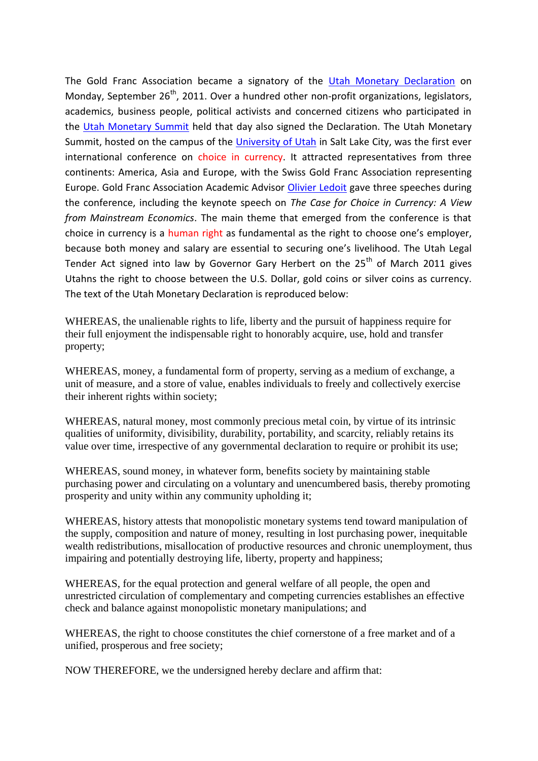The Gold Franc Association became a signatory of the Utah Monetary Declaration on Monday, September 26th, 2011. Over a hundred other non-profit organizations, legislators, academics, business people, political activists and concerned citizens who participated in the Utah Monetary Summit held that day also signed the Declaration. The Utah Monetary Summit, hosted on the campus of the University of Utah in Salt Lake City, was the first ever international conference on choice in currency. It attracted representatives from three continents: America, Asia and Europe, with the Swiss Gold Franc Association representing Europe. Gold Franc Association Academic Advisor Olivier Ledoit gave three speeches during the conference, including the keynote speech on *The Case for Choice in Currency: A View from Mainstream Economics*. The main theme that emerged from the conference is that choice in currency is a human right as fundamental as the right to choose one's employer, because both money and salary are essential to securing one's livelihood. The Utah Legal Tender Act signed into law by Governor Gary Herbert on the 25th of March 2011 gives Utahns the right to choose between the U.S. Dollar, gold coins or silver coins as currency. The text of the Utah Monetary Declaration is reproduced below:

WHEREAS, the unalienable rights to life, liberty and the pursuit of happiness require for their full enjoyment the indispensable right to honorably acquire, use, hold and transfer property;

WHEREAS, money, a fundamental form of property, serving as a medium of exchange, a unit of measure, and a store of value, enables individuals to freely and collectively exercise their inherent rights within society;

WHEREAS, natural money, most commonly precious metal coin, by virtue of its intrinsic qualities of uniformity, divisibility, durability, portability, and scarcity, reliably retains its value over time, irrespective of any governmental declaration to require or prohibit its use;

WHEREAS, sound money, in whatever form, benefits society by maintaining stable purchasing power and circulating on a voluntary and unencumbered basis, thereby promoting prosperity and unity within any community upholding it;

WHEREAS, history attests that monopolistic monetary systems tend toward manipulation of the supply, composition and nature of money, resulting in lost purchasing power, inequitable wealth redistributions, misallocation of productive resources and chronic unemployment, thus impairing and potentially destroying life, liberty, property and happiness;

WHEREAS, for the equal protection and general welfare of all people, the open and unrestricted circulation of complementary and competing currencies establishes an effective check and balance against monopolistic monetary manipulations; and

WHEREAS, the right to choose constitutes the chief cornerstone of a free market and of a unified, prosperous and free society;

NOW THEREFORE, we the undersigned hereby declare and affirm that: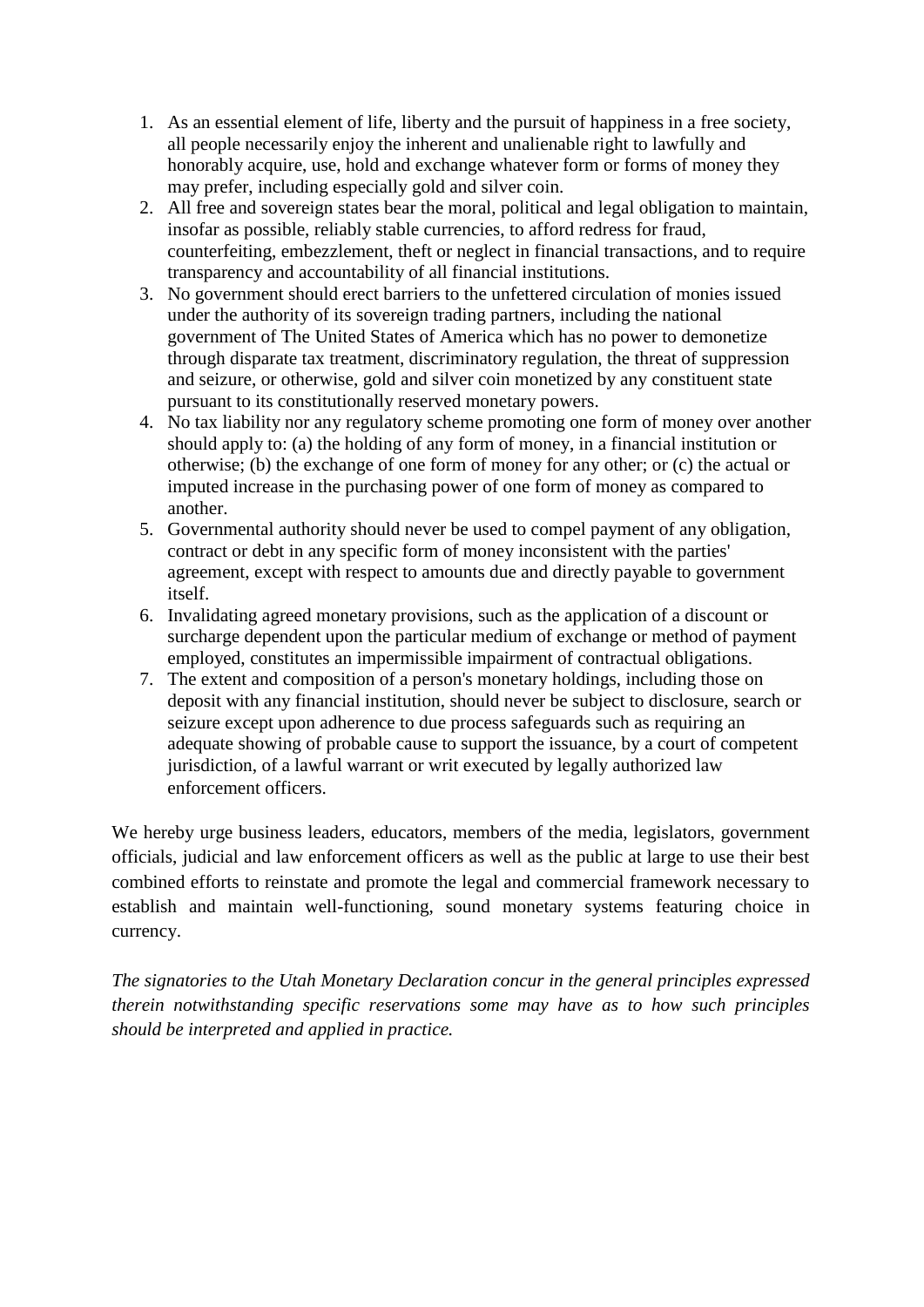1. As an essential element of life, liberty and the pursuit of happiness in a free society, all people necessarily enjoy the inherent and unalienable right to lawfully and honorably acquire, use, hold and exchange whatever form or forms of money they may prefer, including especially gold and silver coin.
2. All free and sovereign states bear the moral, political and legal obligation to maintain, insofar as possible, reliably stable currencies, to afford redress for fraud, counterfeiting, embezzlement, theft or neglect in financial transactions, and to require transparency and accountability of all financial institutions.
3. No government should erect barriers to the unfettered circulation of monies issued under the authority of its sovereign trading partners, including the national government of The United States of America which has no power to demonetize through disparate tax treatment, discriminatory regulation, the threat of suppression and seizure, or otherwise, gold and silver coin monetized by any constituent state pursuant to its constitutionally reserved monetary powers.
4. No tax liability nor any regulatory scheme promoting one form of money over another should apply to: (a) the holding of any form of money, in a financial institution or otherwise; (b) the exchange of one form of money for any other; or (c) the actual or imputed increase in the purchasing power of one form of money as compared to another.
5. Governmental authority should never be used to compel payment of any obligation, contract or debt in any specific form of money inconsistent with the parties' agreement, except with respect to amounts due and directly payable to government itself.
6. Invalidating agreed monetary provisions, such as the application of a discount or surcharge dependent upon the particular medium of exchange or method of payment employed, constitutes an impermissible impairment of contractual obligations.
7. The extent and composition of a person's monetary holdings, including those on deposit with any financial institution, should never be subject to disclosure, search or seizure except upon adherence to due process safeguards such as requiring an adequate showing of probable cause to support the issuance, by a court of competent jurisdiction, of a lawful warrant or writ executed by legally authorized law enforcement officers.

We hereby urge business leaders, educators, members of the media, legislators, government officials, judicial and law enforcement officers as well as the public at large to use their best combined efforts to reinstate and promote the legal and commercial framework necessary to establish and maintain well-functioning, sound monetary systems featuring choice in currency.

*The signatories to the Utah Monetary Declaration concur in the general principles expressed therein notwithstanding specific reservations some may have as to how such principles should be interpreted and applied in practice.*